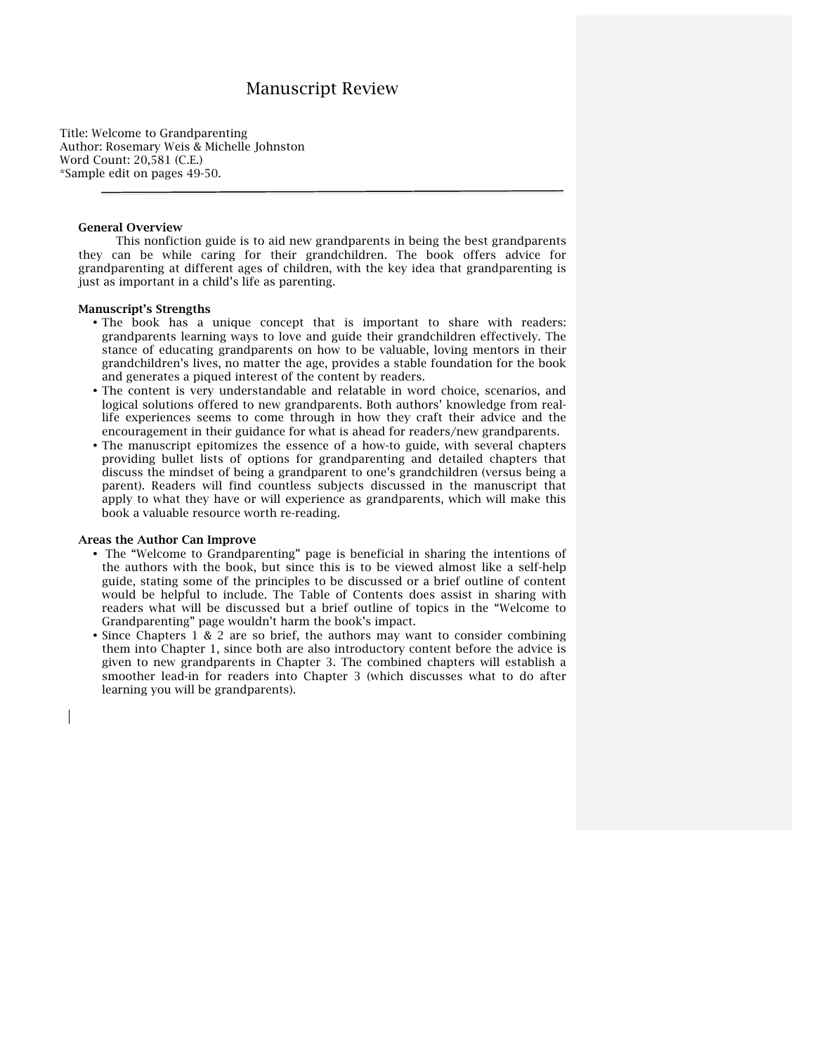# Manuscript Review

Title: Welcome to Grandparenting
Author: Rosemary Weis & Michelle Johnston
Word Count: 20,581 (C.E.)
*Sample edit on pages 49-50.

---

**General Overview**

This nonfiction guide is to aid new grandparents in being the best grandparents they can be while caring for their grandchildren. The book offers advice for grandparenting at different ages of children, with the key idea that grandparenting is just as important in a child's life as parenting.

**Manuscript's Strengths**

- The book has a unique concept that is important to share with readers: grandparents learning ways to love and guide their grandchildren effectively. The stance of educating grandparents on how to be valuable, loving mentors in their grandchildren's lives, no matter the age, provides a stable foundation for the book and generates a piqued interest of the content by readers.
- The content is very understandable and relatable in word choice, scenarios, and logical solutions offered to new grandparents. Both authors' knowledge from real-life experiences seems to come through in how they craft their advice and the encouragement in their guidance for what is ahead for readers/new grandparents.
- The manuscript epitomizes the essence of a how-to guide, with several chapters providing bullet lists of options for grandparenting and detailed chapters that discuss the mindset of being a grandparent to one's grandchildren (versus being a parent). Readers will find countless subjects discussed in the manuscript that apply to what they have or will experience as grandparents, which will make this book a valuable resource worth re-reading.

**Areas the Author Can Improve**

- The "Welcome to Grandparenting" page is beneficial in sharing the intentions of the authors with the book, but since this is to be viewed almost like a self-help guide, stating some of the principles to be discussed or a brief outline of content would be helpful to include. The Table of Contents does assist in sharing with readers what will be discussed but a brief outline of topics in the "Welcome to Grandparenting" page wouldn't harm the book's impact.
- Since Chapters 1 & 2 are so brief, the authors may want to consider combining them into Chapter 1, since both are also introductory content before the advice is given to new grandparents in Chapter 3. The combined chapters will establish a smoother lead-in for readers into Chapter 3 (which discusses what to do after learning you will be grandparents).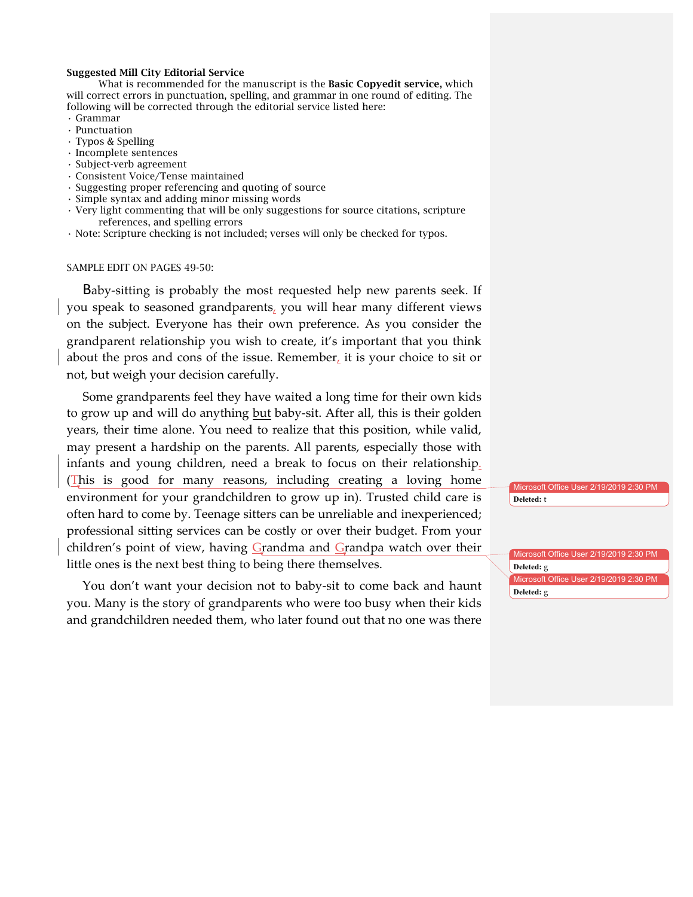**Suggested Mill City Editorial Service**

What is recommended for the manuscript is the **Basic Copyedit service,** which will correct errors in punctuation, spelling, and grammar in one round of editing. The following will be corrected through the editorial service listed here:

- Grammar
- Punctuation
- Typos & Spelling
- Incomplete sentences
- Subject-verb agreement
- Consistent Voice/Tense maintained
- Suggesting proper referencing and quoting of source
- Simple syntax and adding minor missing words
- Very light commenting that will be only suggestions for source citations, scripture references, and spelling errors
- Note: Scripture checking is not included; verses will only be checked for typos.

SAMPLE EDIT ON PAGES 49-50:

Baby-sitting is probably the most requested help new parents seek. If you speak to seasoned grandparents, you will hear many different views on the subject. Everyone has their own preference. As you consider the grandparent relationship you wish to create, it's important that you think about the pros and cons of the issue. Remember, it is your choice to sit or not, but weigh your decision carefully.

Some grandparents feel they have waited a long time for their own kids to grow up and will do anything but baby-sit. After all, this is their golden years, their time alone. You need to realize that this position, while valid, may present a hardship on the parents. All parents, especially those with infants and young children, need a break to focus on their relationship. (This is good for many reasons, including creating a loving home environment for your grandchildren to grow up in). Trusted child care is often hard to come by. Teenage sitters can be unreliable and inexperienced; professional sitting services can be costly or over their budget. From your children's point of view, having Grandma and Grandpa watch over their little ones is the next best thing to being there themselves.

You don't want your decision not to baby-sit to come back and haunt you. Many is the story of grandparents who were too busy when their kids and grandchildren needed them, who later found out that no one was there

Microsoft Office User 2/19/2019 2:30 PM
**Deleted:** t

Microsoft Office User 2/19/2019 2:30 PM
**Deleted:** g

Microsoft Office User 2/19/2019 2:30 PM
**Deleted:** g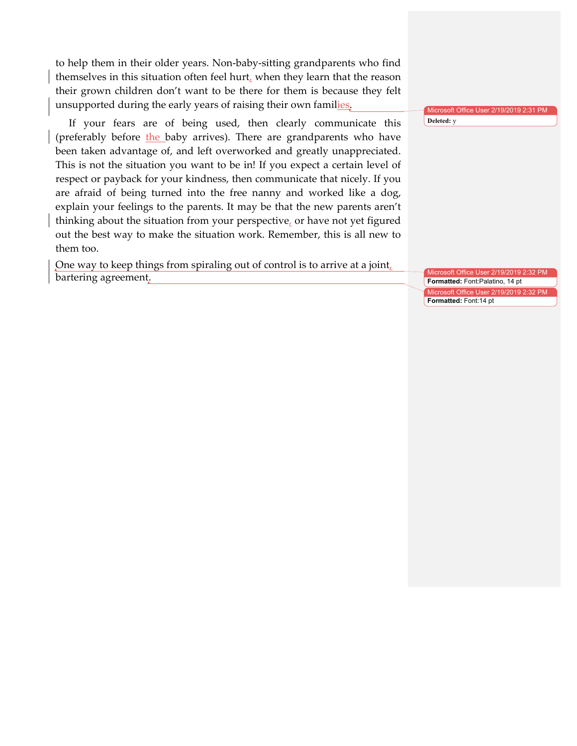to help them in their older years. Non-baby-sitting grandparents who find themselves in this situation often feel hurt, when they learn that the reason their grown children don't want to be there for them is because they felt unsupported during the early years of raising their own families.

If your fears are of being used, then clearly communicate this (preferably before the baby arrives). There are grandparents who have been taken advantage of, and left overworked and greatly unappreciated. This is not the situation you want to be in! If you expect a certain level of respect or payback for your kindness, then communicate that nicely. If you are afraid of being turned into the free nanny and worked like a dog, explain your feelings to the parents. It may be that the new parents aren't thinking about the situation from your perspective, or have not yet figured out the best way to make the situation work. Remember, this is all new to them too.

One way to keep things from spiraling out of control is to arrive at a joint, bartering agreement.